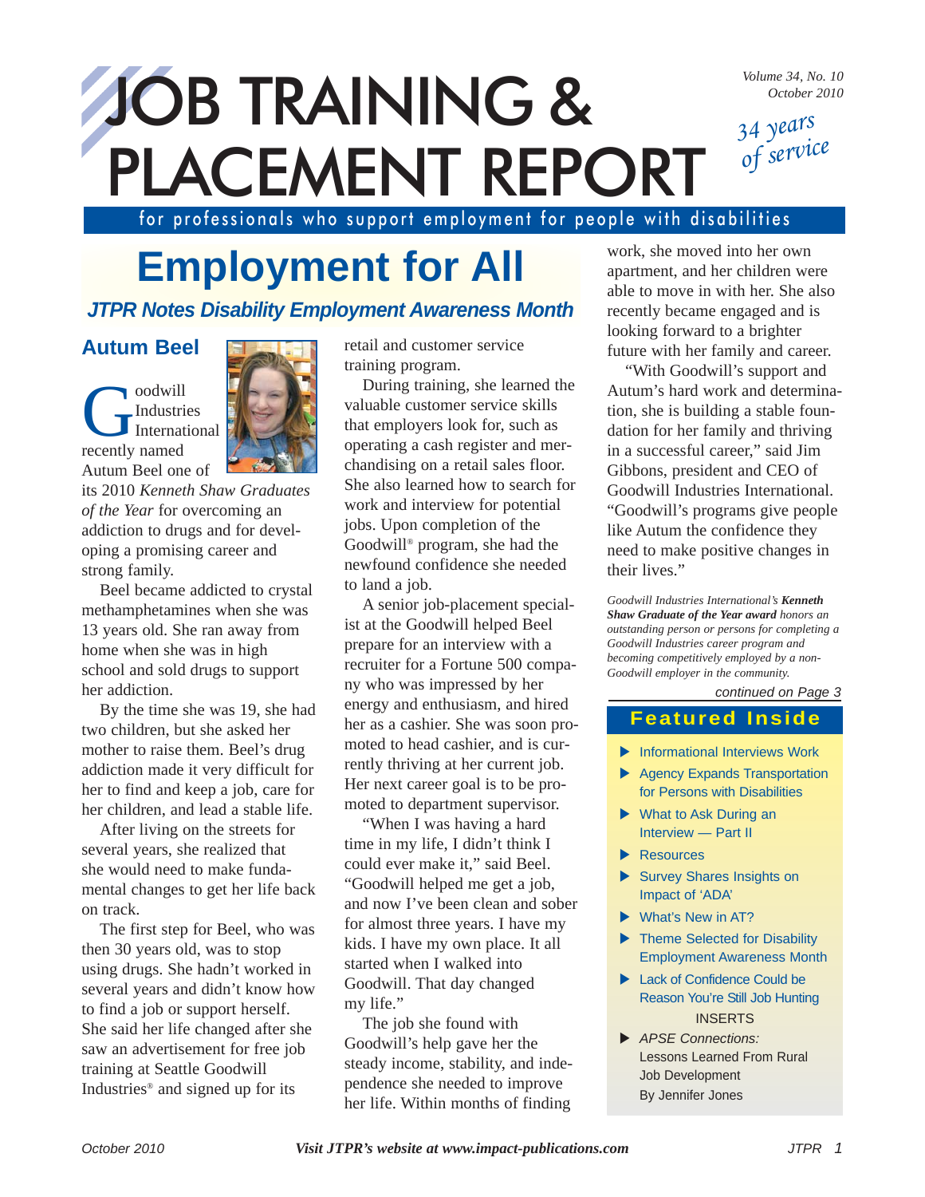# JOB TRAINING & PLACEMENT REPORT

*34 years of service*

for professionals who support employment for people with disabilities

# Employment for All

## *JTPR Notes Disability Employment Awareness Month*

### Autum Beel

Goodwill Industries International recently named Autum Beel one of its 2010 *Kenneth Shaw Graduates of the Year* for overcoming an addiction to drugs and for developing a promising career and strong family.

Beel became addicted to crystal methamphetamines when she was 13 years old. She ran away from home when she was in high school and sold drugs to support her addiction.

By the time she was 19, she had two children, but she asked her mother to raise them. Beel's drug addiction made it very difficult for her to find and keep a job, care for her children, and lead a stable life.

After living on the streets for several years, she realized that she would need to make fundamental changes to get her life back on track.

The first step for Beel, who was then 30 years old, was to stop using drugs. She hadn't worked in several years and didn't know how to find a job or support herself. She said her life changed after she saw an advertisement for free job training at Seattle Goodwill Industries® and signed up for its retail and customer service training program.

During training, she learned the valuable customer service skills that employers look for, such as operating a cash register and merchandising on a retail sales floor. She also learned how to search for work and interview for potential jobs. Upon completion of the Goodwill® program, she had the newfound confidence she needed to land a job.

A senior job-placement specialist at the Goodwill helped Beel prepare for an interview with a recruiter for a Fortune 500 company who was impressed by her energy and enthusiasm, and hired her as a cashier. She was soon promoted to head cashier, and is currently thriving at her current job. Her next career goal is to be promoted to department supervisor.

"When I was having a hard time in my life, I didn't think I could ever make it," said Beel. "Goodwill helped me get a job, and now I've been clean and sober for almost three years. I have my kids. I have my own place. It all started when I walked into Goodwill. That day changed my life."

The job she found with Goodwill's help gave her the steady income, stability, and independence she needed to improve her life. Within months of finding work, she moved into her own apartment, and her children were able to move in with her. She also recently became engaged and is looking forward to a brighter future with her family and career.

"With Goodwill's support and Autum's hard work and determination, she is building a stable foundation for her family and thriving in a successful career," said Jim Gibbons, president and CEO of Goodwill Industries International. "Goodwill's programs give people like Autum the confidence they need to make positive changes in their lives."

*Goodwill Industries International's **Kenneth Shaw Graduate of the Year award** honors an outstanding person or persons for completing a Goodwill Industries career program and becoming competitively employed by a non-Goodwill employer in the community.*

*continued on Page 3*

### Featured Inside

- Informational Interviews Work
- Agency Expands Transportation for Persons with Disabilities
- What to Ask During an Interview — Part II
- Resources
- Survey Shares Insights on Impact of 'ADA'
- What's New in AT?
- Theme Selected for Disability Employment Awareness Month
- Lack of Confidence Could be Reason You're Still Job Hunting

INSERTS

- *APSE Connections:* Lessons Learned From Rural Job Development By Jennifer Jones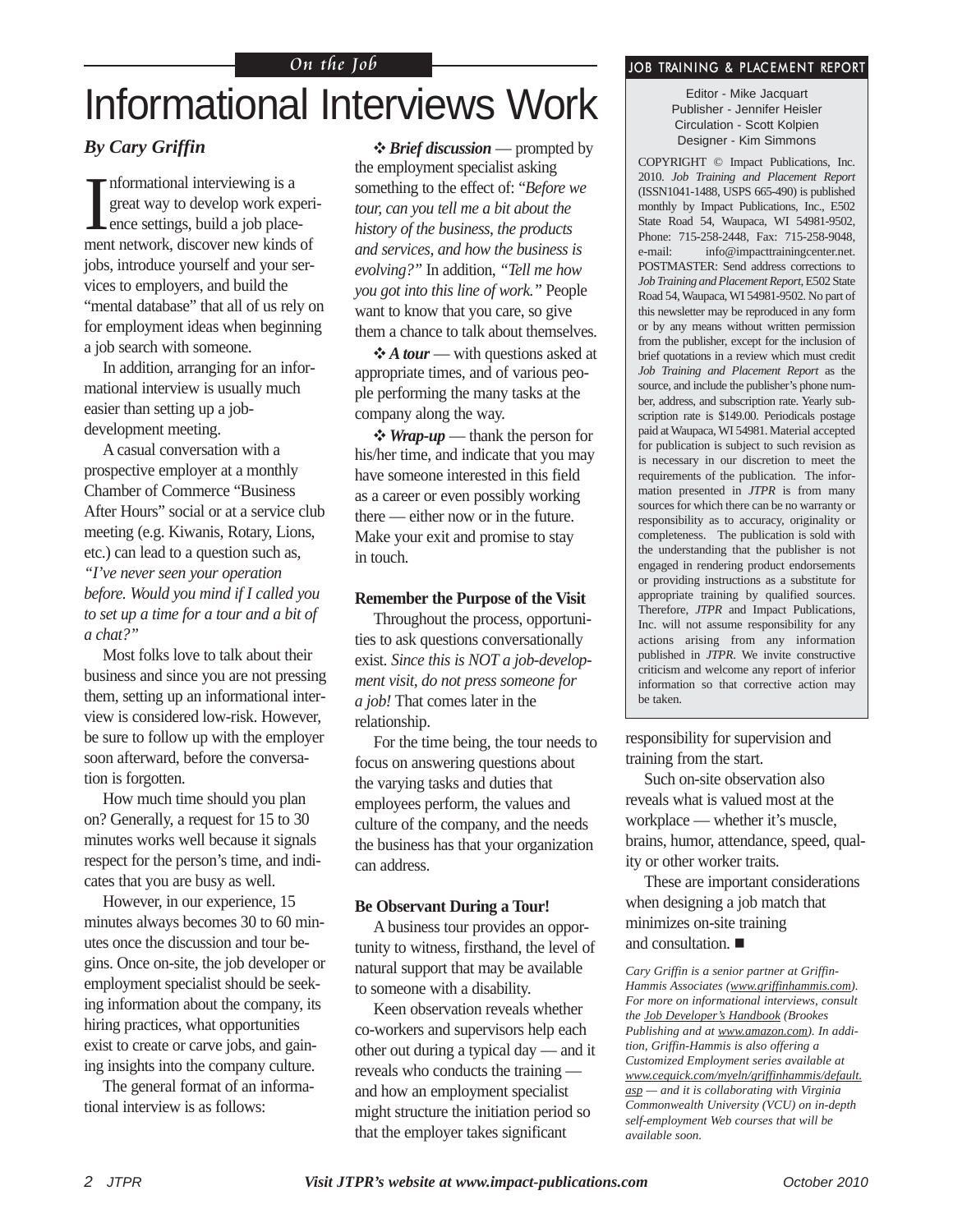*On the Job*

# Informational Interviews Work

***By Cary Griffin***

Informational interviewing is a great way to develop work experience settings, build a job placement network, discover new kinds of jobs, introduce yourself and your services to employers, and build the "mental database" that all of us rely on for employment ideas when beginning a job search with someone.

In addition, arranging for an informational interview is usually much easier than setting up a job-development meeting.

A casual conversation with a prospective employer at a monthly Chamber of Commerce "Business After Hours" social or at a service club meeting (e.g. Kiwanis, Rotary, Lions, etc.) can lead to a question such as, *"I've never seen your operation before. Would you mind if I called you to set up a time for a tour and a bit of a chat?"*

Most folks love to talk about their business and since you are not pressing them, setting up an informational interview is considered low-risk. However, be sure to follow up with the employer soon afterward, before the conversation is forgotten.

How much time should you plan on? Generally, a request for 15 to 30 minutes works well because it signals respect for the person's time, and indicates that you are busy as well.

However, in our experience, 15 minutes always becomes 30 to 60 minutes once the discussion and tour begins. Once on-site, the job developer or employment specialist should be seeking information about the company, its hiring practices, what opportunities exist to create or carve jobs, and gaining insights into the company culture.

The general format of an informational interview is as follows:

- ***Brief discussion*** — prompted by the employment specialist asking something to the effect of: *"Before we tour, can you tell me a bit about the history of the business, the products and services, and how the business is evolving?"* In addition, *"Tell me how you got into this line of work."* People want to know that you care, so give them a chance to talk about themselves.
- ***A tour*** — with questions asked at appropriate times, and of various people performing the many tasks at the company along the way.
- ***Wrap-up*** — thank the person for his/her time, and indicate that you may have someone interested in this field as a career or even possibly working there — either now or in the future. Make your exit and promise to stay in touch.

**Remember the Purpose of the Visit**

Throughout the process, opportunities to ask questions conversationally exist. *Since this is NOT a job-development visit, do not press someone for a job!* That comes later in the relationship.

For the time being, the tour needs to focus on answering questions about the varying tasks and duties that employees perform, the values and culture of the company, and the needs the business has that your organization can address.

**Be Observant During a Tour!**

A business tour provides an opportunity to witness, firsthand, the level of natural support that may be available to someone with a disability.

Keen observation reveals whether co-workers and supervisors help each other out during a typical day — and it reveals who conducts the training — and how an employment specialist might structure the initiation period so that the employer takes significant responsibility for supervision and training from the start.

Such on-site observation also reveals what is valued most at the workplace — whether it's muscle, brains, humor, attendance, speed, quality or other worker traits.

These are important considerations when designing a job match that minimizes on-site training and consultation. ■

*Cary Griffin is a senior partner at Griffin-Hammis Associates (www.griffinhammis.com). For more on informational interviews, consult the Job Developer's Handbook (Brookes Publishing and at www.amazon.com). In addition, Griffin-Hammis is also offering a Customized Employment series available at www.cequick.com/myeln/griffinhammis/default.asp — and it is collaborating with Virginia Commonwealth University (VCU) on in-depth self-employment Web courses that will be available soon.*

---

**JOB TRAINING & PLACEMENT REPORT**

Editor - Mike Jacquart
Publisher - Jennifer Heisler
Circulation - Scott Kolpien
Designer - Kim Simmons

COPYRIGHT © Impact Publications, Inc. 2010. *Job Training and Placement Report* (ISSN1041-1488, USPS 665-490) is published monthly by Impact Publications, Inc., E502 State Road 54, Waupaca, WI 54981-9502, Phone: 715-258-2448, Fax: 715-258-9048, e-mail: info@impacttrainingcenter.net. POSTMASTER: Send address corrections to *Job Training and Placement Report*, E502 State Road 54, Waupaca, WI 54981-9502. No part of this newsletter may be reproduced in any form or by any means without written permission from the publisher, except for the inclusion of brief quotations in a review which must credit *Job Training and Placement Report* as the source, and include the publisher's phone number, address, and subscription rate. Yearly subscription rate is $149.00. Periodicals postage paid at Waupaca, WI 54981. Material accepted for publication is subject to such revision as is necessary in our discretion to meet the requirements of the publication. The information presented in *JTPR* is from many sources for which there can be no warranty or responsibility as to accuracy, originality or completeness. The publication is sold with the understanding that the publisher is not engaged in rendering product endorsements or providing instructions as a substitute for appropriate training by qualified sources. Therefore, *JTPR* and Impact Publications, Inc. will not assume responsibility for any actions arising from any information published in *JTPR*. We invite constructive criticism and welcome any report of inferior information so that corrective action may be taken.

*Visit JTPR's website at www.impact-publications.com*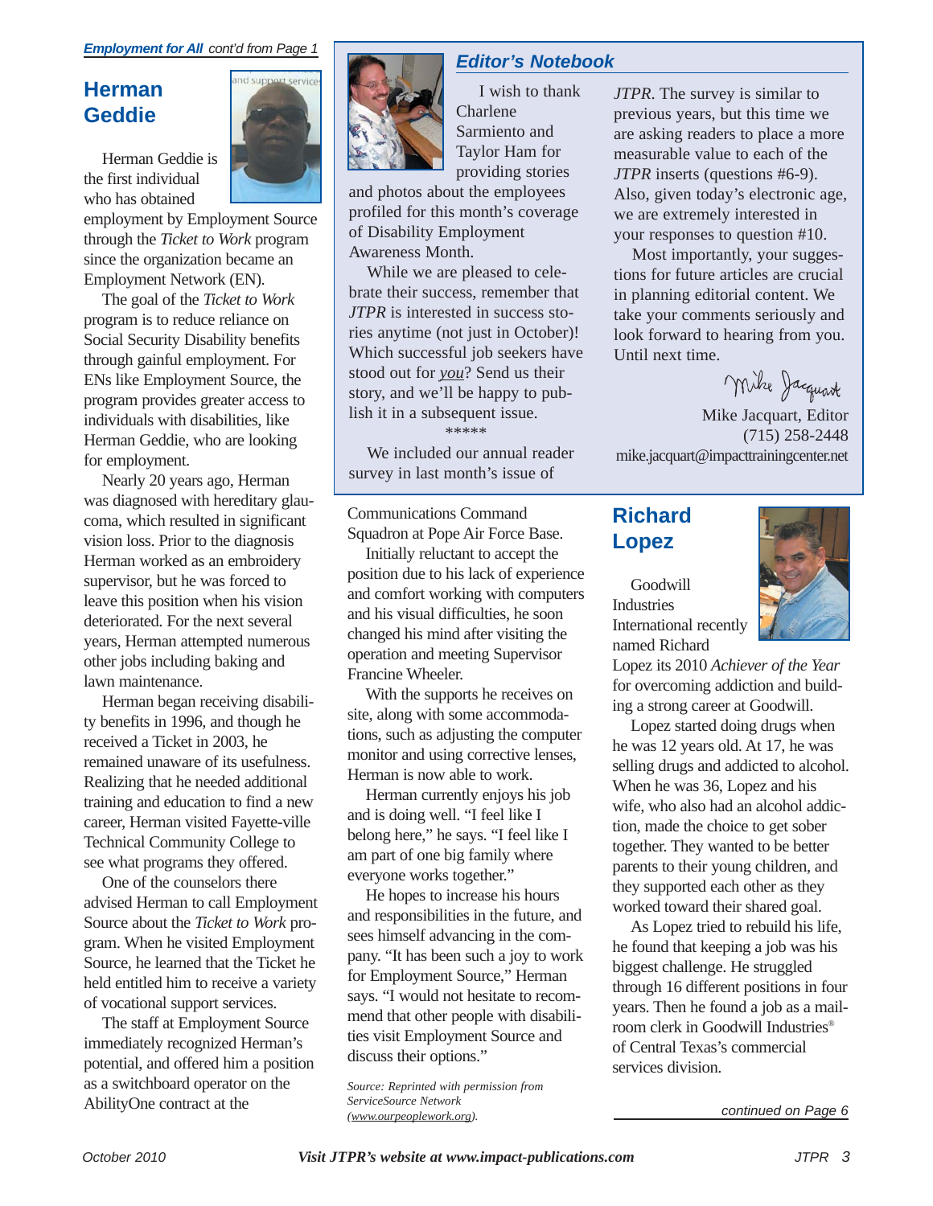*Employment for All* cont'd from Page 1

## Herman Geddie

Herman Geddie is the first individual who has obtained employment by Employment Source through the *Ticket to Work* program since the organization became an Employment Network (EN).

The goal of the *Ticket to Work* program is to reduce reliance on Social Security Disability benefits through gainful employment. For ENs like Employment Source, the program provides greater access to individuals with disabilities, like Herman Geddie, who are looking for employment.

Nearly 20 years ago, Herman was diagnosed with hereditary glaucoma, which resulted in significant vision loss. Prior to the diagnosis Herman worked as an embroidery supervisor, but he was forced to leave this position when his vision deteriorated. For the next several years, Herman attempted numerous other jobs including baking and lawn maintenance.

Herman began receiving disability benefits in 1996, and though he received a Ticket in 2003, he remained unaware of its usefulness. Realizing that he needed additional training and education to find a new career, Herman visited Fayette-ville Technical Community College to see what programs they offered.

One of the counselors there advised Herman to call Employment Source about the *Ticket to Work* program. When he visited Employment Source, he learned that the Ticket he held entitled him to receive a variety of vocational support services.

The staff at Employment Source immediately recognized Herman's potential, and offered him a position as a switchboard operator on the AbilityOne contract at the Communications Command Squadron at Pope Air Force Base.

Initially reluctant to accept the position due to his lack of experience and comfort working with computers and his visual difficulties, he soon changed his mind after visiting the operation and meeting Supervisor Francine Wheeler.

With the supports he receives on site, along with some accommodations, such as adjusting the computer monitor and using corrective lenses, Herman is now able to work.

Herman currently enjoys his job and is doing well. "I feel like I belong here," he says. "I feel like I am part of one big family where everyone works together."

He hopes to increase his hours and responsibilities in the future, and sees himself advancing in the company. "It has been such a joy to work for Employment Source," Herman says. "I would not hesitate to recommend that other people with disabilities visit Employment Source and discuss their options."

*Source: Reprinted with permission from ServiceSource Network (www.ourpeoplework.org).*

## Editor's Notebook

I wish to thank Charlene Sarmiento and Taylor Ham for providing stories and photos about the employees profiled for this month's coverage of Disability Employment Awareness Month.

While we are pleased to celebrate their success, remember that *JTPR* is interested in success stories anytime (not just in October)! Which successful job seekers have stood out for *you*? Send us their story, and we'll be happy to publish it in a subsequent issue.

*****

We included our annual reader survey in last month's issue of *JTPR*. The survey is similar to previous years, but this time we are asking readers to place a more measurable value to each of the *JTPR* inserts (questions #6-9). Also, given today's electronic age, we are extremely interested in your responses to question #10.

Most importantly, your suggestions for future articles are crucial in planning editorial content. We take your comments seriously and look forward to hearing from you. Until next time.

Mike Jacquart

Mike Jacquart, Editor
(715) 258-2448
mike.jacquart@impacttrainingcenter.net

## Richard Lopez

Goodwill Industries International recently named Richard Lopez its 2010 *Achiever of the Year* for overcoming addiction and building a strong career at Goodwill.

Lopez started doing drugs when he was 12 years old. At 17, he was selling drugs and addicted to alcohol. When he was 36, Lopez and his wife, who also had an alcohol addiction, made the choice to get sober together. They wanted to be better parents to their young children, and they supported each other as they worked toward their shared goal.

As Lopez tried to rebuild his life, he found that keeping a job was his biggest challenge. He struggled through 16 different positions in four years. Then he found a job as a mailroom clerk in Goodwill Industries® of Central Texas's commercial services division.

*continued on Page 6*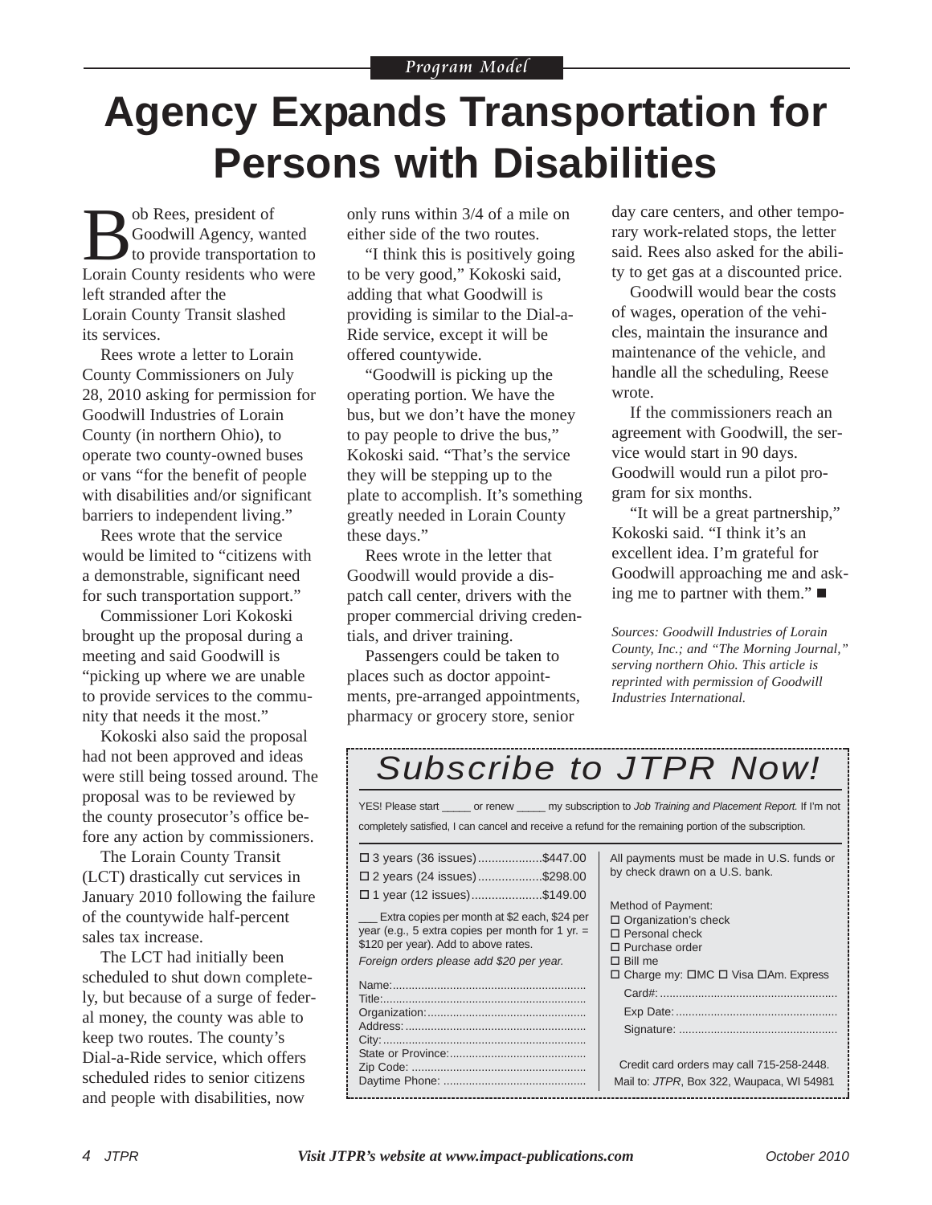*Program Model*

# Agency Expands Transportation for Persons with Disabilities

Bob Rees, president of Goodwill Agency, wanted to provide transportation to Lorain County residents who were left stranded after the Lorain County Transit slashed its services.

Rees wrote a letter to Lorain County Commissioners on July 28, 2010 asking for permission for Goodwill Industries of Lorain County (in northern Ohio), to operate two county-owned buses or vans "for the benefit of people with disabilities and/or significant barriers to independent living."

Rees wrote that the service would be limited to "citizens with a demonstrable, significant need for such transportation support."

Commissioner Lori Kokoski brought up the proposal during a meeting and said Goodwill is "picking up where we are unable to provide services to the community that needs it the most."

Kokoski also said the proposal had not been approved and ideas were still being tossed around. The proposal was to be reviewed by the county prosecutor's office before any action by commissioners.

The Lorain County Transit (LCT) drastically cut services in January 2010 following the failure of the countywide half-percent sales tax increase.

The LCT had initially been scheduled to shut down completely, but because of a surge of federal money, the county was able to keep two routes. The county's Dial-a-Ride service, which offers scheduled rides to senior citizens and people with disabilities, now only runs within 3/4 of a mile on either side of the two routes.

"I think this is positively going to be very good," Kokoski said, adding that what Goodwill is providing is similar to the Dial-a-Ride service, except it will be offered countywide.

"Goodwill is picking up the operating portion. We have the bus, but we don't have the money to pay people to drive the bus," Kokoski said. "That's the service they will be stepping up to the plate to accomplish. It's something greatly needed in Lorain County these days."

Rees wrote in the letter that Goodwill would provide a dispatch call center, drivers with the proper commercial driving credentials, and driver training.

Passengers could be taken to places such as doctor appointments, pre-arranged appointments, pharmacy or grocery store, senior day care centers, and other temporary work-related stops, the letter said. Rees also asked for the ability to get gas at a discounted price.

Goodwill would bear the costs of wages, operation of the vehicles, maintain the insurance and maintenance of the vehicle, and handle all the scheduling, Reese wrote.

If the commissioners reach an agreement with Goodwill, the service would start in 90 days. Goodwill would run a pilot program for six months.

"It will be a great partnership," Kokoski said. "I think it's an excellent idea. I'm grateful for Goodwill approaching me and asking me to partner with them." ■

*Sources: Goodwill Industries of Lorain County, Inc.; and "The Morning Journal," serving northern Ohio. This article is reprinted with permission of Goodwill Industries International.*

## Subscribe to JTPR Now!

YES! Please start _____ or renew _____ my subscription to *Job Training and Placement Report.* If I'm not completely satisfied, I can cancel and receive a refund for the remaining portion of the subscription.

- ☐ 3 years (36 issues)...................$447.00
- ☐ 2 years (24 issues)...................$298.00
- ☐ 1 year (12 issues).....................$149.00

___ Extra copies per month at $2 each, $24 per year (e.g., 5 extra copies per month for 1 yr. = $120 per year). Add to above rates.

*Foreign orders please add $20 per year.*

Name:...........................................................
Title:..............................................................
Organization:.................................................
Address:........................................................
City:...............................................................
State or Province:..........................................
Zip Code: .....................................................
Daytime Phone: ............................................

All payments must be made in U.S. funds or by check drawn on a U.S. bank.

Method of Payment:
- ☐ Organization's check
- ☐ Personal check
- ☐ Purchase order
- ☐ Bill me
- ☐ Charge my: ☐MC ☐ Visa ☐Am. Express

Card#:.......................................................
Exp Date:..................................................
Signature: .................................................

Credit card orders may call 715-258-2448.
Mail to: *JTPR*, Box 322, Waupaca, WI 54981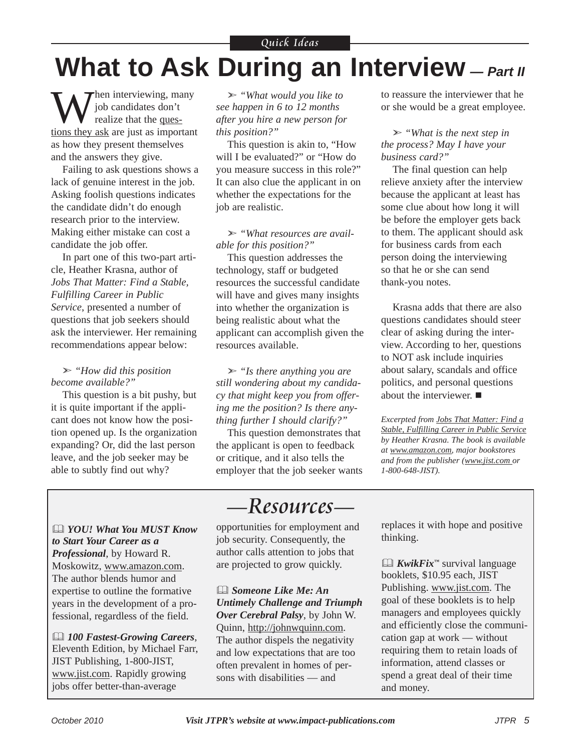Quick Ideas

# What to Ask During an Interview — Part II

When interviewing, many job candidates don't realize that the questions they ask are just as important as how they present themselves and the answers they give.

Failing to ask questions shows a lack of genuine interest in the job. Asking foolish questions indicates the candidate didn't do enough research prior to the interview. Making either mistake can cost a candidate the job offer.

In part one of this two-part article, Heather Krasna, author of *Jobs That Matter: Find a Stable, Fulfilling Career in Public Service*, presented a number of questions that job seekers should ask the interviewer. Her remaining recommendations appear below:

➢ *"How did this position become available?"*

This question is a bit pushy, but it is quite important if the applicant does not know how the position opened up. Is the organization expanding? Or, did the last person leave, and the job seeker may be able to subtly find out why?

➢ *"What would you like to see happen in 6 to 12 months after you hire a new person for this position?"*

This question is akin to, "How will I be evaluated?" or "How do you measure success in this role?" It can also clue the applicant in on whether the expectations for the job are realistic.

➢ *"What resources are available for this position?"*

This question addresses the technology, staff or budgeted resources the successful candidate will have and gives many insights into whether the organization is being realistic about what the applicant can accomplish given the resources available.

➢ *"Is there anything you are still wondering about my candidacy that might keep you from offering me the position? Is there anything further I should clarify?"*

This question demonstrates that the applicant is open to feedback or critique, and it also tells the employer that the job seeker wants to reassure the interviewer that he or she would be a great employee.

➢ *"What is the next step in the process? May I have your business card?"*

The final question can help relieve anxiety after the interview because the applicant at least has some clue about how long it will be before the employer gets back to them. The applicant should ask for business cards from each person doing the interviewing so that he or she can send thank-you notes.

Krasna adds that there are also questions candidates should steer clear of asking during the interview. According to her, questions to NOT ask include inquiries about salary, scandals and office politics, and personal questions about the interviewer. ■

*Excerpted from Jobs That Matter: Find a Stable, Fulfilling Career in Public Service by Heather Krasna. The book is available at www.amazon.com, major bookstores and from the publisher (www.jist.com or 1-800-648-JIST).*

## —Resources—

📖 ***YOU! What You MUST Know to Start Your Career as a Professional***, by Howard R. Moskowitz, www.amazon.com. The author blends humor and expertise to outline the formative years in the development of a professional, regardless of the field.

📖 ***100 Fastest-Growing Careers***, Eleventh Edition, by Michael Farr, JIST Publishing, 1-800-JIST, www.jist.com. Rapidly growing jobs offer better-than-average opportunities for employment and job security. Consequently, the author calls attention to jobs that are projected to grow quickly.

📖 ***Someone Like Me: An Untimely Challenge and Triumph Over Cerebral Palsy***, by John W. Quinn, http://johnwquinn.com. The author dispels the negativity and low expectations that are too often prevalent in homes of persons with disabilities — and replaces it with hope and positive thinking.

📖 ***KwikFix***™ survival language booklets, $10.95 each, JIST Publishing. www.jist.com. The goal of these booklets is to help managers and employees quickly and efficiently close the communication gap at work — without requiring them to retain loads of information, attend classes or spend a great deal of their time and money.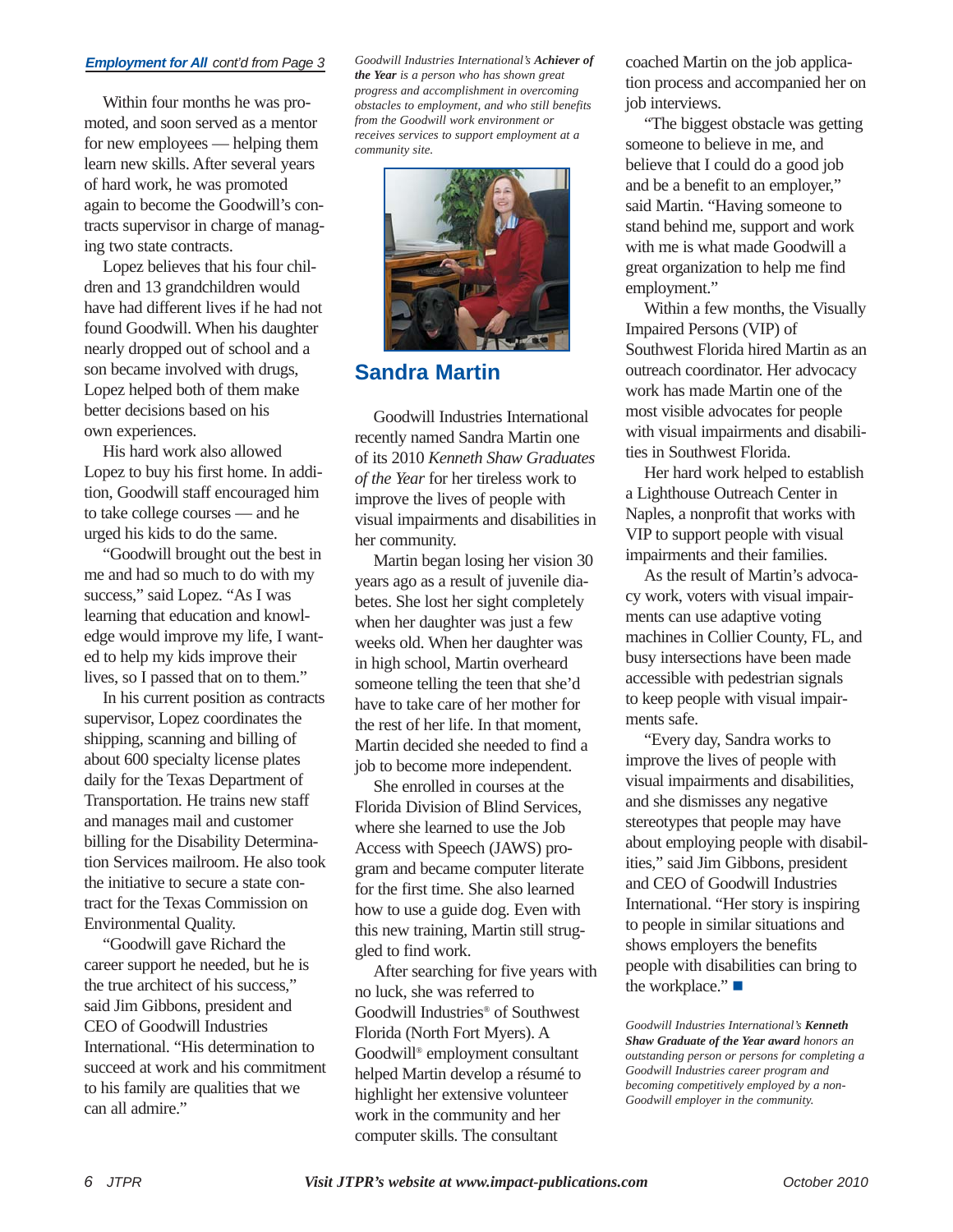***Employment for All*** *cont'd from Page 3*

Within four months he was promoted, and soon served as a mentor for new employees — helping them learn new skills. After several years of hard work, he was promoted again to become the Goodwill's contracts supervisor in charge of managing two state contracts.

Lopez believes that his four children and 13 grandchildren would have had different lives if he had not found Goodwill. When his daughter nearly dropped out of school and a son became involved with drugs, Lopez helped both of them make better decisions based on his own experiences.

His hard work also allowed Lopez to buy his first home. In addition, Goodwill staff encouraged him to take college courses — and he urged his kids to do the same.

"Goodwill brought out the best in me and had so much to do with my success," said Lopez. "As I was learning that education and knowledge would improve my life, I wanted to help my kids improve their lives, so I passed that on to them."

In his current position as contracts supervisor, Lopez coordinates the shipping, scanning and billing of about 600 specialty license plates daily for the Texas Department of Transportation. He trains new staff and manages mail and customer billing for the Disability Determination Services mailroom. He also took the initiative to secure a state contract for the Texas Commission on Environmental Quality.

"Goodwill gave Richard the career support he needed, but he is the true architect of his success," said Jim Gibbons, president and CEO of Goodwill Industries International. "His determination to succeed at work and his commitment to his family are qualities that we can all admire."

*Goodwill Industries International's* ***Achiever of the Year*** *is a person who has shown great progress and accomplishment in overcoming obstacles to employment, and who still benefits from the Goodwill work environment or receives services to support employment at a community site.*

## Sandra Martin

Goodwill Industries International recently named Sandra Martin one of its 2010 *Kenneth Shaw Graduates of the Year* for her tireless work to improve the lives of people with visual impairments and disabilities in her community.

Martin began losing her vision 30 years ago as a result of juvenile diabetes. She lost her sight completely when her daughter was just a few weeks old. When her daughter was in high school, Martin overheard someone telling the teen that she'd have to take care of her mother for the rest of her life. In that moment, Martin decided she needed to find a job to become more independent.

She enrolled in courses at the Florida Division of Blind Services, where she learned to use the Job Access with Speech (JAWS) program and became computer literate for the first time. She also learned how to use a guide dog. Even with this new training, Martin still struggled to find work.

After searching for five years with no luck, she was referred to Goodwill Industries® of Southwest Florida (North Fort Myers). A Goodwill® employment consultant helped Martin develop a résumé to highlight her extensive volunteer work in the community and her computer skills. The consultant coached Martin on the job application process and accompanied her on job interviews.

"The biggest obstacle was getting someone to believe in me, and believe that I could do a good job and be a benefit to an employer," said Martin. "Having someone to stand behind me, support and work with me is what made Goodwill a great organization to help me find employment."

Within a few months, the Visually Impaired Persons (VIP) of Southwest Florida hired Martin as an outreach coordinator. Her advocacy work has made Martin one of the most visible advocates for people with visual impairments and disabilities in Southwest Florida.

Her hard work helped to establish a Lighthouse Outreach Center in Naples, a nonprofit that works with VIP to support people with visual impairments and their families.

As the result of Martin's advocacy work, voters with visual impairments can use adaptive voting machines in Collier County, FL, and busy intersections have been made accessible with pedestrian signals to keep people with visual impairments safe.

"Every day, Sandra works to improve the lives of people with visual impairments and disabilities, and she dismisses any negative stereotypes that people may have about employing people with disabilities," said Jim Gibbons, president and CEO of Goodwill Industries International. "Her story is inspiring to people in similar situations and shows employers the benefits people with disabilities can bring to the workplace." ■

*Goodwill Industries International's* ***Kenneth Shaw Graduate of the Year award*** *honors an outstanding person or persons for completing a Goodwill Industries career program and becoming competitively employed by a non-Goodwill employer in the community.*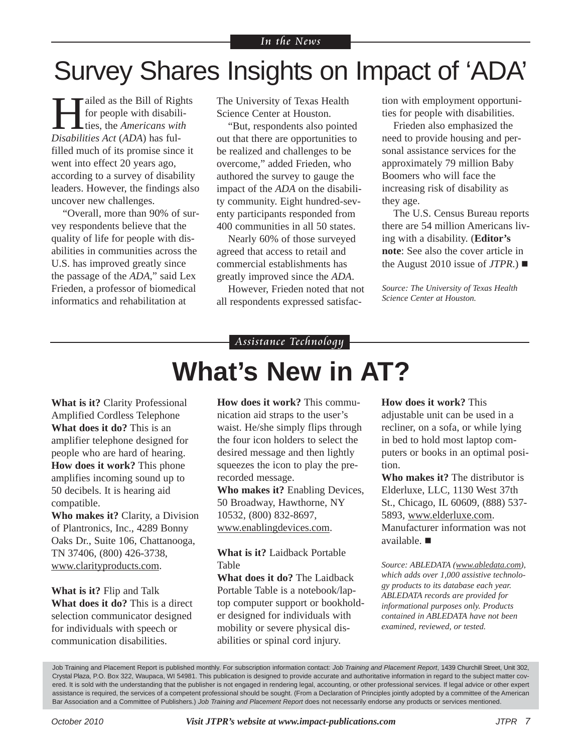*In the News*

# Survey Shares Insights on Impact of 'ADA'

Hailed as the Bill of Rights for people with disabilities, the *Americans with Disabilities Act* (*ADA*) has fulfilled much of its promise since it went into effect 20 years ago, according to a survey of disability leaders. However, the findings also uncover new challenges.

"Overall, more than 90% of survey respondents believe that the quality of life for people with disabilities in communities across the U.S. has improved greatly since the passage of the *ADA*," said Lex Frieden, a professor of biomedical informatics and rehabilitation at The University of Texas Health Science Center at Houston.

"But, respondents also pointed out that there are opportunities to be realized and challenges to be overcome," added Frieden, who authored the survey to gauge the impact of the *ADA* on the disability community. Eight hundred-seventy participants responded from 400 communities in all 50 states.

Nearly 60% of those surveyed agreed that access to retail and commercial establishments has greatly improved since the *ADA*.

However, Frieden noted that not all respondents expressed satisfaction with employment opportunities for people with disabilities.

Frieden also emphasized the need to provide housing and personal assistance services for the approximately 79 million Baby Boomers who will face the increasing risk of disability as they age.

The U.S. Census Bureau reports there are 54 million Americans living with a disability. (**Editor's note**: See also the cover article in the August 2010 issue of *JTPR*.) ■

*Source: The University of Texas Health Science Center at Houston.*

*Assistance Technology*

# What's New in AT?

**What is it?** Clarity Professional Amplified Cordless Telephone
**What does it do?** This is an amplifier telephone designed for people who are hard of hearing.
**How does it work?** This phone amplifies incoming sound up to 50 decibels. It is hearing aid compatible.
**Who makes it?** Clarity, a Division of Plantronics, Inc., 4289 Bonny Oaks Dr., Suite 106, Chattanooga, TN 37406, (800) 426-3738, www.clarityproducts.com.

**What is it?** Flip and Talk
**What does it do?** This is a direct selection communicator designed for individuals with speech or communication disabilities.
**How does it work?** This communication aid straps to the user's waist. He/she simply flips through the four icon holders to select the desired message and then lightly squeezes the icon to play the prerecorded message.
**Who makes it?** Enabling Devices, 50 Broadway, Hawthorne, NY 10532, (800) 832-8697, www.enablingdevices.com.

**What is it?** Laidback Portable Table
**What does it do?** The Laidback Portable Table is a notebook/laptop computer support or bookholder designed for individuals with mobility or severe physical disabilities or spinal cord injury.
**How does it work?** This adjustable unit can be used in a recliner, on a sofa, or while lying in bed to hold most laptop computers or books in an optimal position.
**Who makes it?** The distributor is Elderluxe, LLC, 1130 West 37th St., Chicago, IL 60609, (888) 537-5893, www.elderluxe.com. Manufacturer information was not available. ■

*Source: ABLEDATA (www.abledata.com), which adds over 1,000 assistive technology products to its database each year. ABLEDATA records are provided for informational purposes only. Products contained in ABLEDATA have not been examined, reviewed, or tested.*

Job Training and Placement Report is published monthly. For subscription information contact: *Job Training and Placement Report*, 1439 Churchill Street, Unit 302, Crystal Plaza, P.O. Box 322, Waupaca, WI 54981. This publication is designed to provide accurate and authoritative information in regard to the subject matter covered. It is sold with the understanding that the publisher is not engaged in rendering legal, accounting, or other professional services. If legal advice or other expert assistance is required, the services of a competent professional should be sought. (From a Declaration of Principles jointly adopted by a committee of the American Bar Association and a Committee of Publishers.) *Job Training and Placement Report* does not necessarily endorse any products or services mentioned.

*Visit JTPR's website at www.impact-publications.com*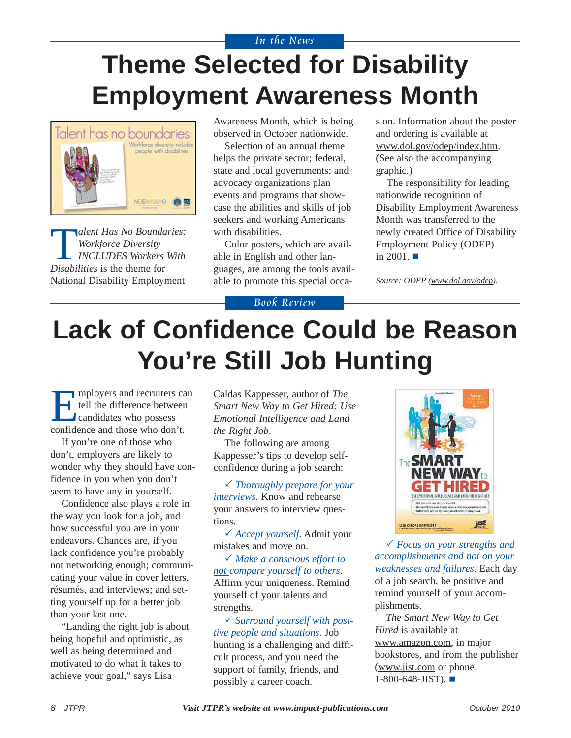In the News

# Theme Selected for Disability Employment Awareness Month

*Talent Has No Boundaries: Workforce Diversity INCLUDES Workers With Disabilities* is the theme for National Disability Employment Awareness Month, which is being observed in October nationwide.

Selection of an annual theme helps the private sector; federal, state and local governments; and advocacy organizations plan events and programs that showcase the abilities and skills of job seekers and working Americans with disabilities.

Color posters, which are available in English and other languages, are among the tools available to promote this special occasion. Information about the poster and ordering is available at www.dol.gov/odep/index.htm. (See also the accompanying graphic.)

The responsibility for leading nationwide recognition of Disability Employment Awareness Month was transferred to the newly created Office of Disability Employment Policy (ODEP) in 2001. ■

*Source: ODEP (www.dol.gov/odep).*

Book Review

# Lack of Confidence Could be Reason You're Still Job Hunting

Employers and recruiters can tell the difference between candidates who possess confidence and those who don't.

If you're one of those who don't, employers are likely to wonder why they should have confidence in you when you don't seem to have any in yourself.

Confidence also plays a role in the way you look for a job, and how successful you are in your endeavors. Chances are, if you lack confidence you're probably not networking enough; communicating your value in cover letters, résumés, and interviews; and setting yourself up for a better job than your last one.

"Landing the right job is about being hopeful and optimistic, as well as being determined and motivated to do what it takes to achieve your goal," says Lisa Caldas Kappesser, author of *The Smart New Way to Get Hired: Use Emotional Intelligence and Land the Right Job*.

The following are among Kappesser's tips to develop self-confidence during a job search:

✓ *Thoroughly prepare for your interviews.* Know and rehearse your answers to interview questions.

✓ *Accept yourself.* Admit your mistakes and move on.

✓ *Make a conscious effort to not compare yourself to others.* Affirm your uniqueness. Remind yourself of your talents and strengths.

✓ *Surround yourself with positive people and situations.* Job hunting is a challenging and difficult process, and you need the support of family, friends, and possibly a career coach.

✓ *Focus on your strengths and accomplishments and not on your weaknesses and failures.* Each day of a job search, be positive and remind yourself of your accomplishments.

*The Smart New Way to Get Hired* is available at www.amazon.com, in major bookstores, and from the publisher (www.jist.com or phone 1-800-648-JIST). ■

Visit JTPR's website at www.impact-publications.com